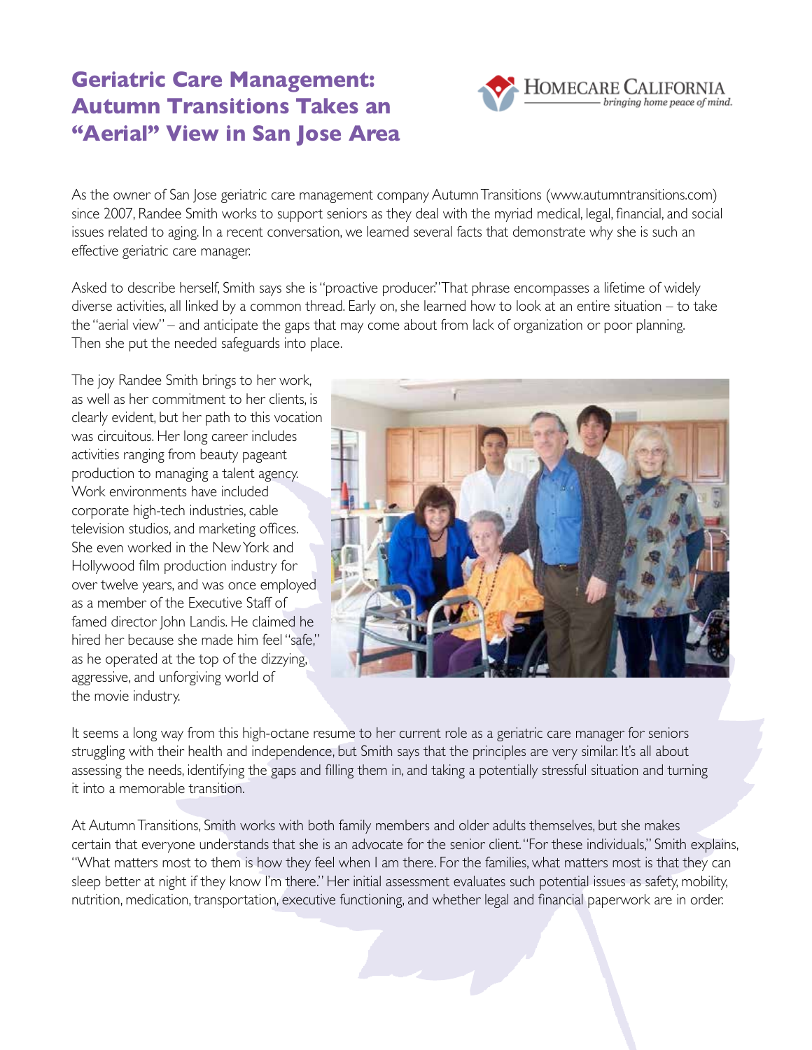# Geriatric Care Management: Autumn Transitions Takes an "Aerial" View in San Jose Area

HOMECARE CALIFORNIA
*bringing home peace of mind.*

As the owner of San Jose geriatric care management company Autumn Transitions (www.autumntransitions.com) since 2007, Randee Smith works to support seniors as they deal with the myriad medical, legal, financial, and social issues related to aging. In a recent conversation, we learned several facts that demonstrate why she is such an effective geriatric care manager.

Asked to describe herself, Smith says she is "proactive producer." That phrase encompasses a lifetime of widely diverse activities, all linked by a common thread. Early on, she learned how to look at an entire situation – to take the "aerial view" – and anticipate the gaps that may come about from lack of organization or poor planning. Then she put the needed safeguards into place.

The joy Randee Smith brings to her work, as well as her commitment to her clients, is clearly evident, but her path to this vocation was circuitous. Her long career includes activities ranging from beauty pageant production to managing a talent agency. Work environments have included corporate high-tech industries, cable television studios, and marketing offices. She even worked in the New York and Hollywood film production industry for over twelve years, and was once employed as a member of the Executive Staff of famed director John Landis. He claimed he hired her because she made him feel "safe," as he operated at the top of the dizzying, aggressive, and unforgiving world of the movie industry.

It seems a long way from this high-octane resume to her current role as a geriatric care manager for seniors struggling with their health and independence, but Smith says that the principles are very similar. It's all about assessing the needs, identifying the gaps and filling them in, and taking a potentially stressful situation and turning it into a memorable transition.

At Autumn Transitions, Smith works with both family members and older adults themselves, but she makes certain that everyone understands that she is an advocate for the senior client. "For these individuals," Smith explains, "What matters most to them is how they feel when I am there. For the families, what matters most is that they can sleep better at night if they know I'm there." Her initial assessment evaluates such potential issues as safety, mobility, nutrition, medication, transportation, executive functioning, and whether legal and financial paperwork are in order.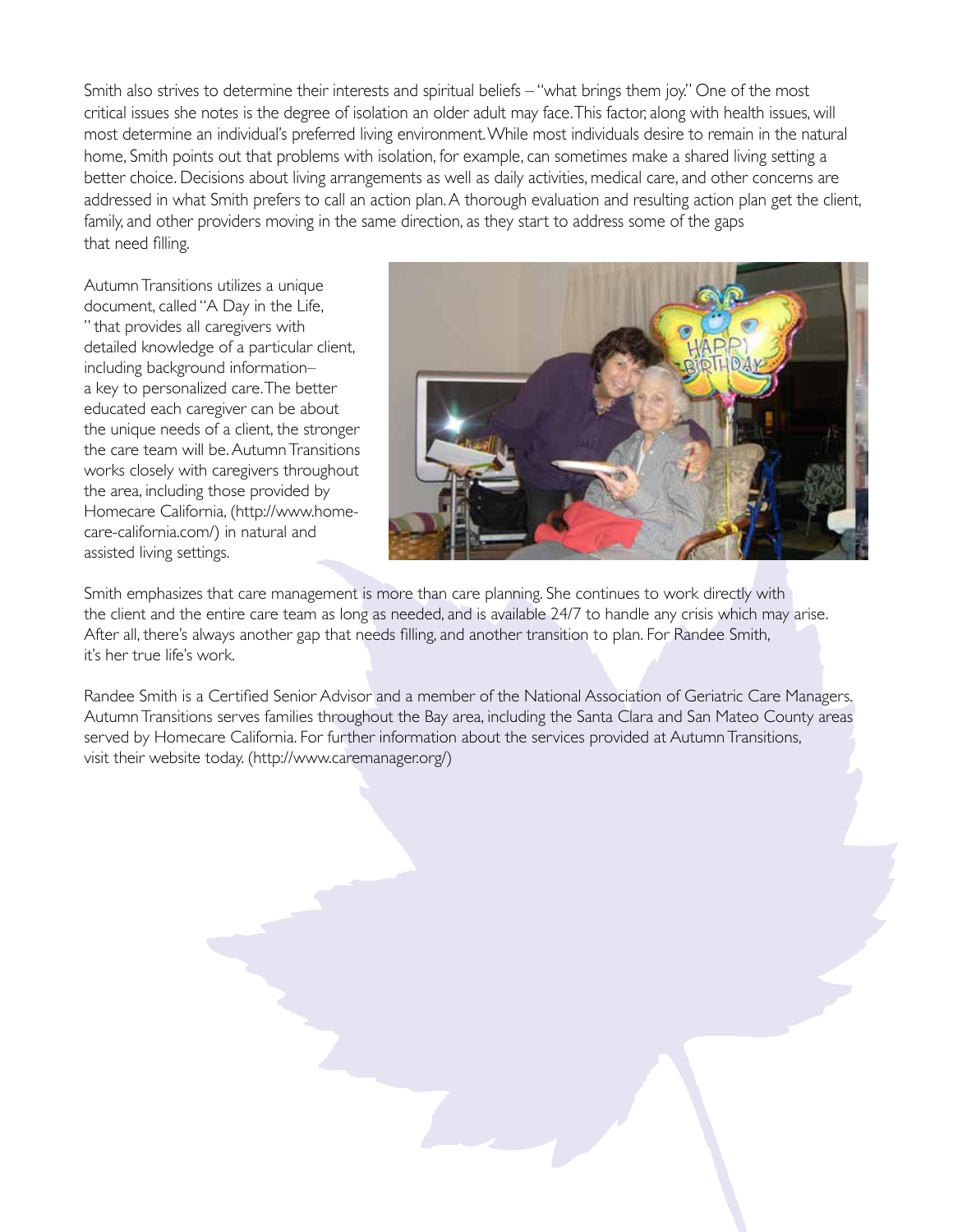Smith also strives to determine their interests and spiritual beliefs – "what brings them joy." One of the most critical issues she notes is the degree of isolation an older adult may face. This factor, along with health issues, will most determine an individual's preferred living environment. While most individuals desire to remain in the natural home, Smith points out that problems with isolation, for example, can sometimes make a shared living setting a better choice. Decisions about living arrangements as well as daily activities, medical care, and other concerns are addressed in what Smith prefers to call an action plan. A thorough evaluation and resulting action plan get the client, family, and other providers moving in the same direction, as they start to address some of the gaps that need filling.

Autumn Transitions utilizes a unique document, called "A Day in the Life, " that provides all caregivers with detailed knowledge of a particular client, including background information– a key to personalized care. The better educated each caregiver can be about the unique needs of a client, the stronger the care team will be. Autumn Transitions works closely with caregivers throughout the area, including those provided by Homecare California, (http://www.home-care-california.com/) in natural and assisted living settings.

Smith emphasizes that care management is more than care planning. She continues to work directly with the client and the entire care team as long as needed, and is available 24/7 to handle any crisis which may arise. After all, there's always another gap that needs filling, and another transition to plan. For Randee Smith, it's her true life's work.

Randee Smith is a Certified Senior Advisor and a member of the National Association of Geriatric Care Managers. Autumn Transitions serves families throughout the Bay area, including the Santa Clara and San Mateo County areas served by Homecare California. For further information about the services provided at Autumn Transitions, visit their website today. (http://www.caremanager.org/)